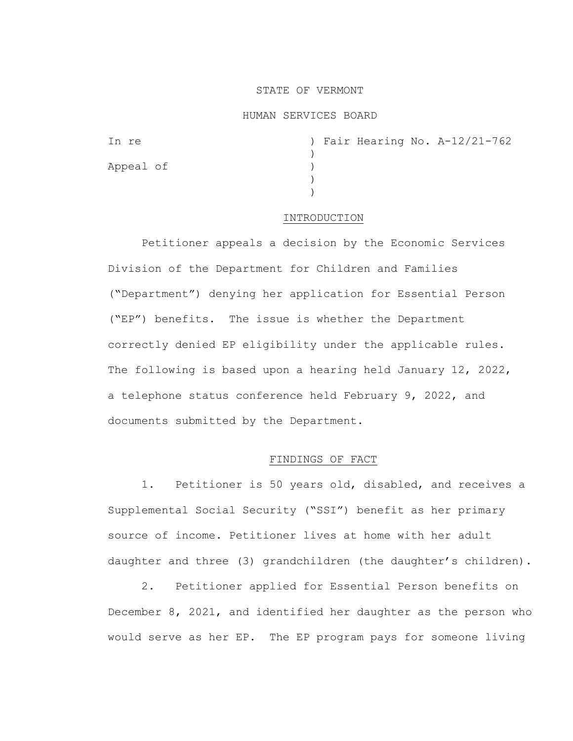STATE OF VERMONT

HUMAN SERVICES BOARD

| | |
|---|---|
| In re | ) Fair Hearing No. A-12/21-762 |
| | ) |
| Appeal of | ) |
| | ) |
| | ) |

## INTRODUCTION

Petitioner appeals a decision by the Economic Services Division of the Department for Children and Families ("Department") denying her application for Essential Person ("EP") benefits. The issue is whether the Department correctly denied EP eligibility under the applicable rules. The following is based upon a hearing held January 12, 2022, a telephone status conference held February 9, 2022, and documents submitted by the Department.

## FINDINGS OF FACT

1. Petitioner is 50 years old, disabled, and receives a Supplemental Social Security ("SSI") benefit as her primary source of income. Petitioner lives at home with her adult daughter and three (3) grandchildren (the daughter's children).

2. Petitioner applied for Essential Person benefits on December 8, 2021, and identified her daughter as the person who would serve as her EP. The EP program pays for someone living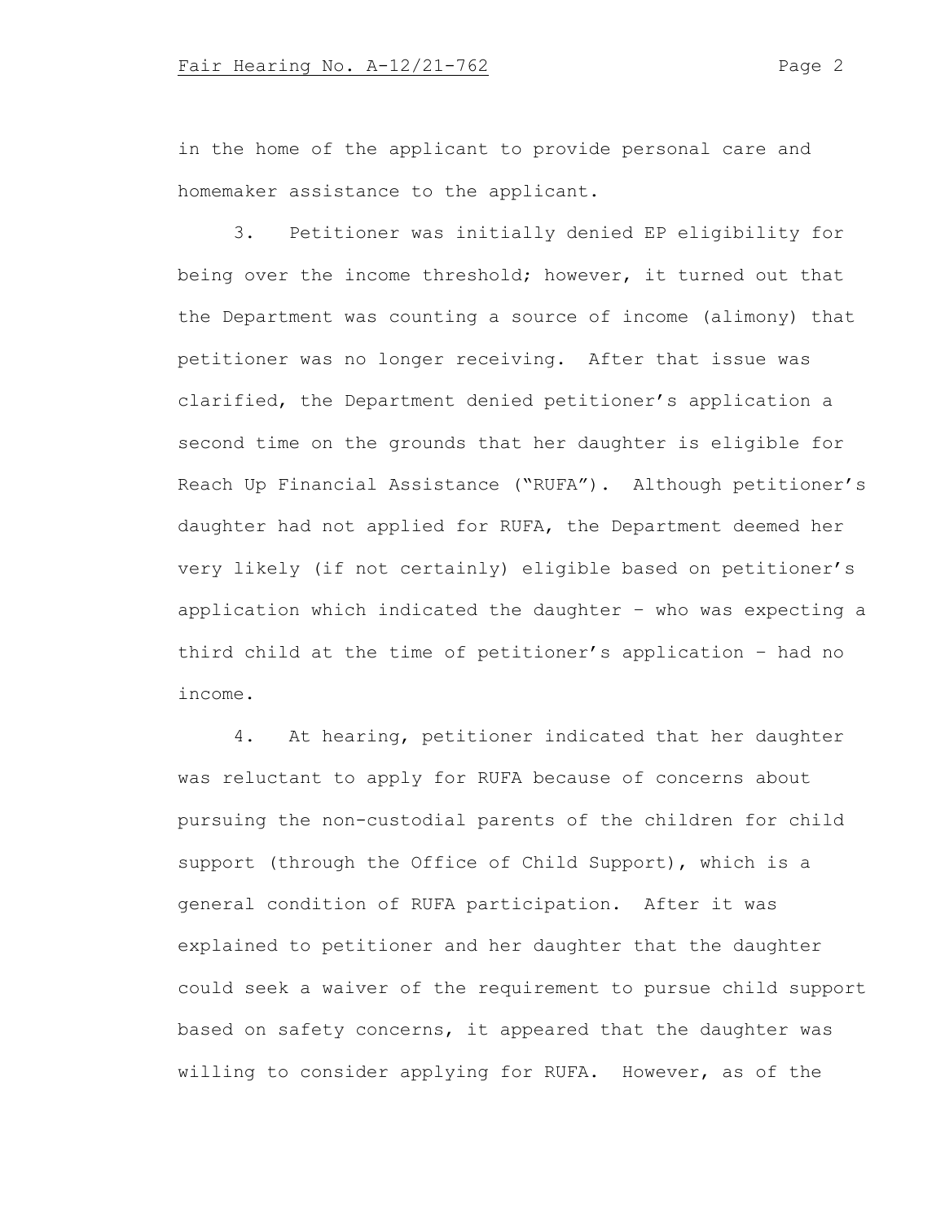in the home of the applicant to provide personal care and homemaker assistance to the applicant.

3. Petitioner was initially denied EP eligibility for being over the income threshold; however, it turned out that the Department was counting a source of income (alimony) that petitioner was no longer receiving. After that issue was clarified, the Department denied petitioner's application a second time on the grounds that her daughter is eligible for Reach Up Financial Assistance ("RUFA"). Although petitioner's daughter had not applied for RUFA, the Department deemed her very likely (if not certainly) eligible based on petitioner's application which indicated the daughter – who was expecting a third child at the time of petitioner's application – had no income.

4. At hearing, petitioner indicated that her daughter was reluctant to apply for RUFA because of concerns about pursuing the non-custodial parents of the children for child support (through the Office of Child Support), which is a general condition of RUFA participation. After it was explained to petitioner and her daughter that the daughter could seek a waiver of the requirement to pursue child support based on safety concerns, it appeared that the daughter was willing to consider applying for RUFA. However, as of the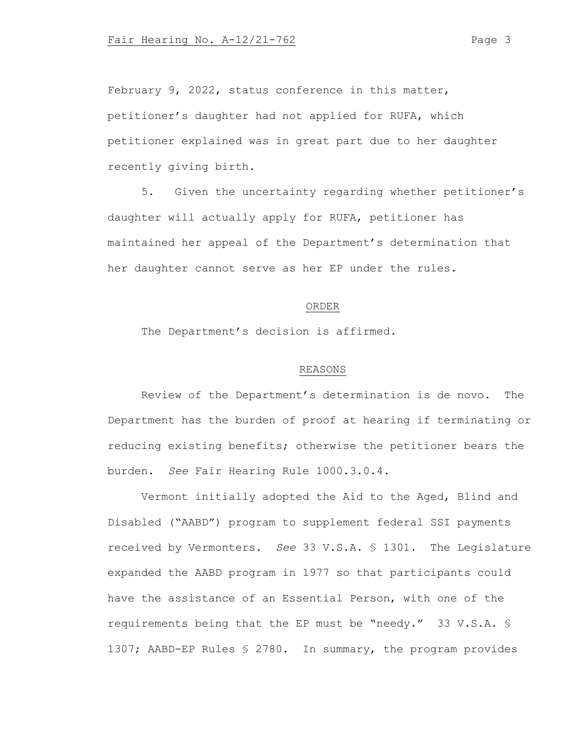February 9, 2022, status conference in this matter, petitioner's daughter had not applied for RUFA, which petitioner explained was in great part due to her daughter recently giving birth.

5. Given the uncertainty regarding whether petitioner's daughter will actually apply for RUFA, petitioner has maintained her appeal of the Department's determination that her daughter cannot serve as her EP under the rules.

## ORDER

The Department's decision is affirmed.

## REASONS

Review of the Department's determination is de novo. The Department has the burden of proof at hearing if terminating or reducing existing benefits; otherwise the petitioner bears the burden. *See* Fair Hearing Rule 1000.3.0.4.

Vermont initially adopted the Aid to the Aged, Blind and Disabled ("AABD") program to supplement federal SSI payments received by Vermonters. *See* 33 V.S.A. § 1301. The Legislature expanded the AABD program in 1977 so that participants could have the assistance of an Essential Person, with one of the requirements being that the EP must be "needy." 33 V.S.A. § 1307; AABD-EP Rules § 2780. In summary, the program provides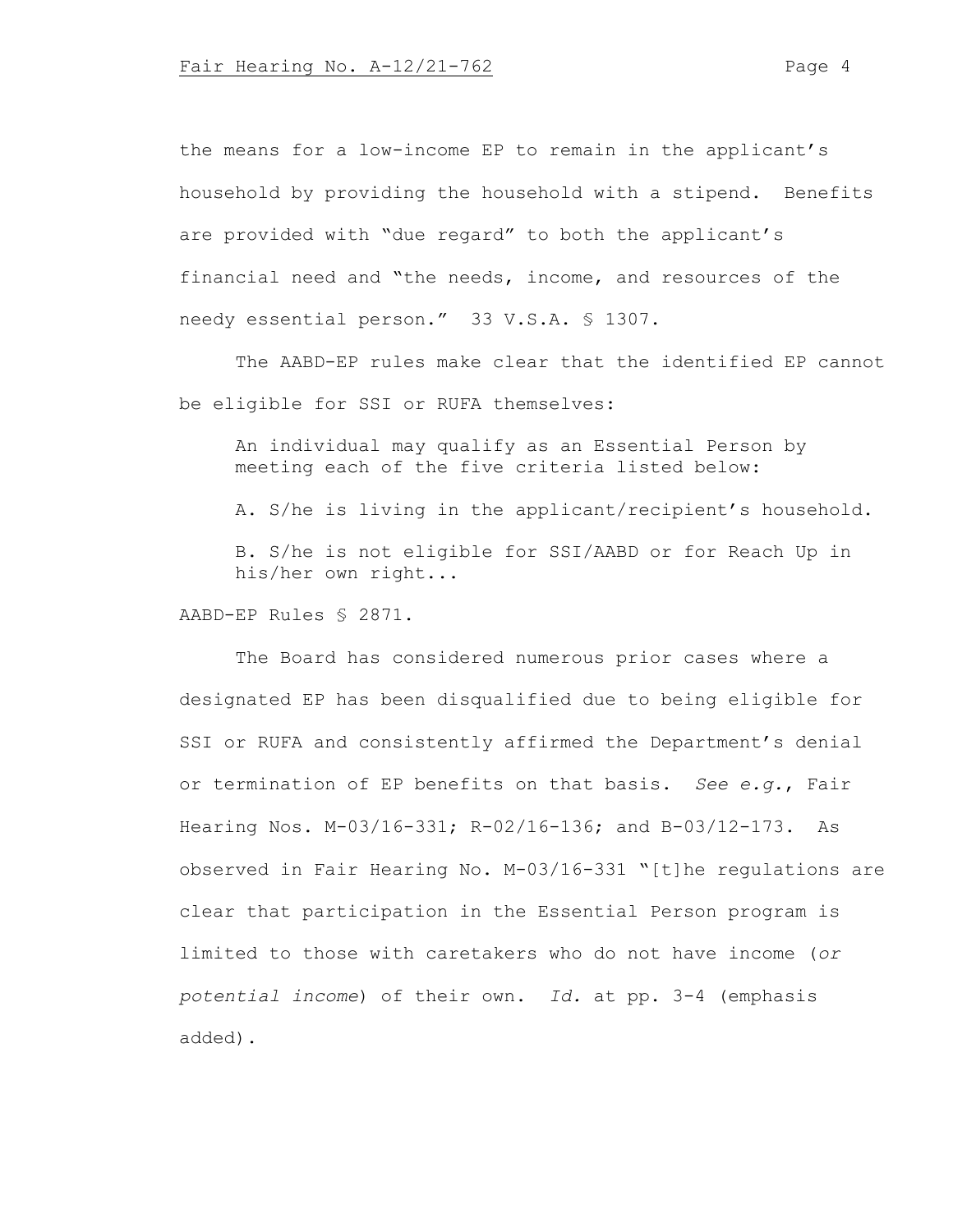the means for a low-income EP to remain in the applicant's household by providing the household with a stipend. Benefits are provided with "due regard" to both the applicant's financial need and "the needs, income, and resources of the needy essential person." 33 V.S.A. § 1307.

The AABD-EP rules make clear that the identified EP cannot be eligible for SSI or RUFA themselves:

> An individual may qualify as an Essential Person by meeting each of the five criteria listed below:
>
> A. S/he is living in the applicant/recipient's household.
>
> B. S/he is not eligible for SSI/AABD or for Reach Up in his/her own right...

AABD-EP Rules § 2871.

The Board has considered numerous prior cases where a designated EP has been disqualified due to being eligible for SSI or RUFA and consistently affirmed the Department's denial or termination of EP benefits on that basis. *See e.g.*, Fair Hearing Nos. M-03/16-331; R-02/16-136; and B-03/12-173. As observed in Fair Hearing No. M-03/16-331 "[t]he regulations are clear that participation in the Essential Person program is limited to those with caretakers who do not have income (*or potential income*) of their own. *Id.* at pp. 3-4 (emphasis added).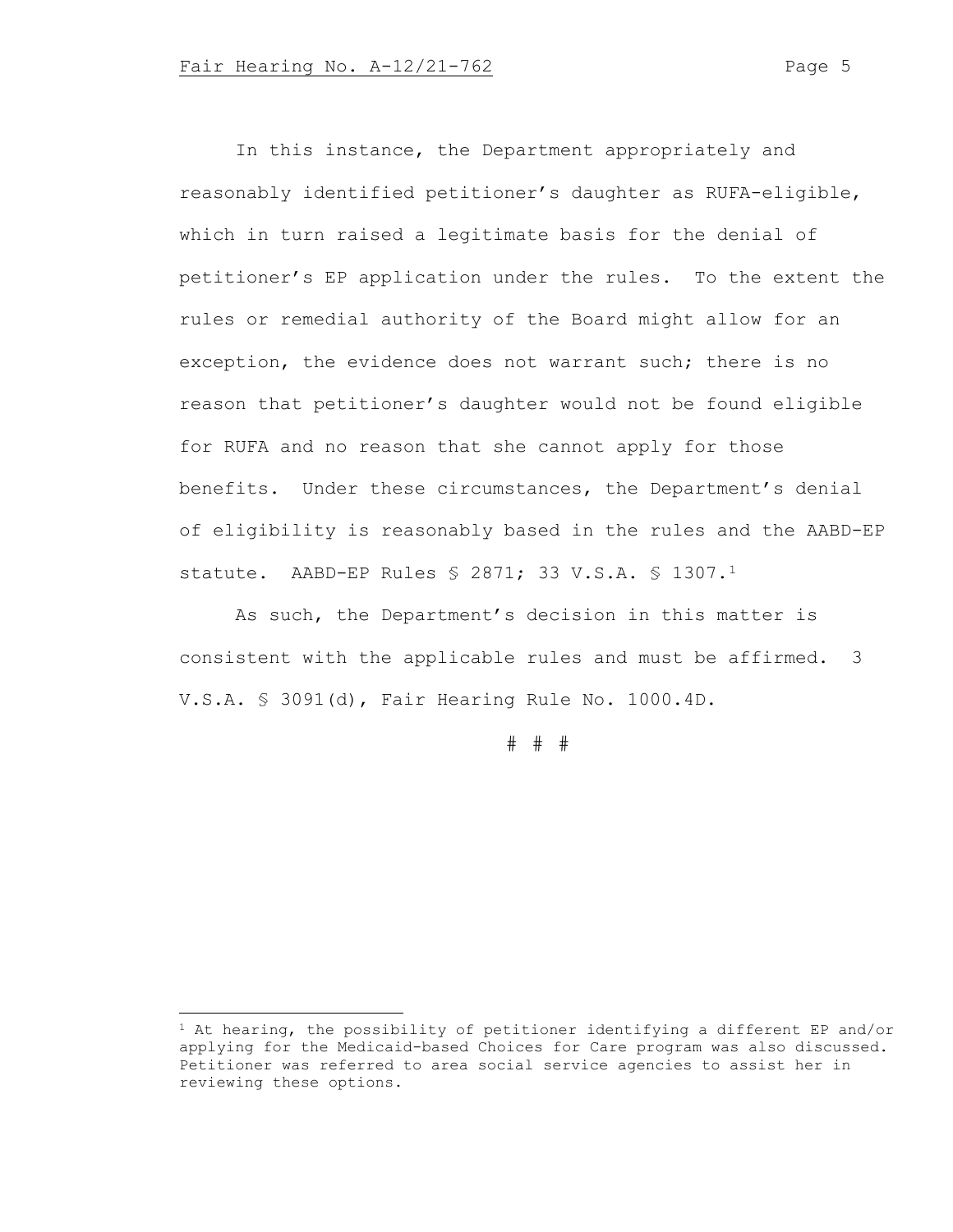In this instance, the Department appropriately and reasonably identified petitioner's daughter as RUFA-eligible, which in turn raised a legitimate basis for the denial of petitioner's EP application under the rules. To the extent the rules or remedial authority of the Board might allow for an exception, the evidence does not warrant such; there is no reason that petitioner's daughter would not be found eligible for RUFA and no reason that she cannot apply for those benefits. Under these circumstances, the Department's denial of eligibility is reasonably based in the rules and the AABD-EP statute. AABD-EP Rules § 2871; 33 V.S.A. § 1307.[1]

As such, the Department's decision in this matter is consistent with the applicable rules and must be affirmed. 3 V.S.A. § 3091(d), Fair Hearing Rule No. 1000.4D.

# # #

---

[1] At hearing, the possibility of petitioner identifying a different EP and/or applying for the Medicaid-based Choices for Care program was also discussed. Petitioner was referred to area social service agencies to assist her in reviewing these options.